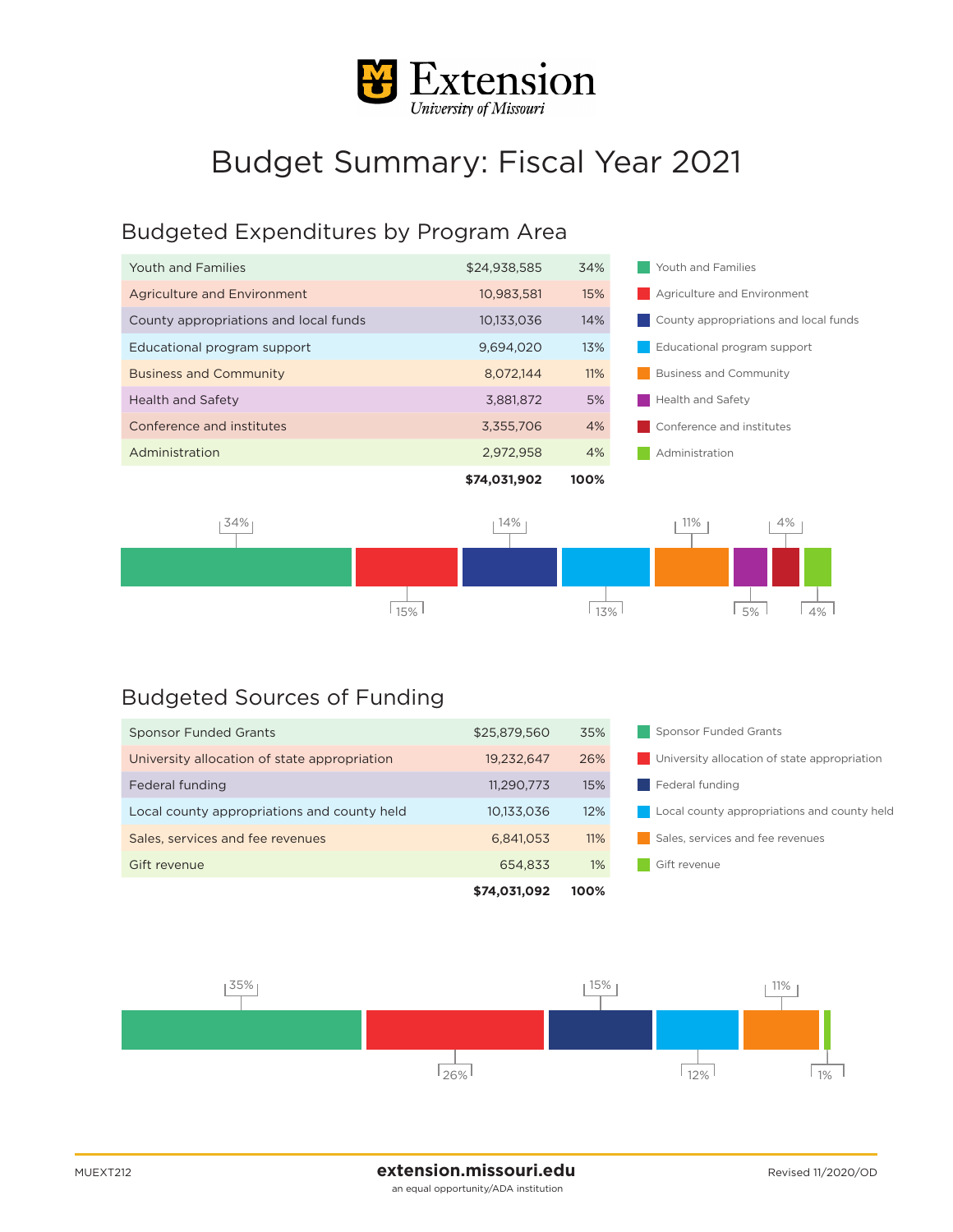# Extension
*University of Missouri*

# Budget Summary: Fiscal Year 2021

## Budgeted Expenditures by Program Area

| Program Area | Amount | Percent |
|---|---|---|
| Youth and Families | $24,938,585 | 34% |
| Agriculture and Environment | 10,983,581 | 15% |
| County appropriations and local funds | 10,133,036 | 14% |
| Educational program support | 9,694,020 | 13% |
| Business and Community | 8,072,144 | 11% |
| Health and Safety | 3,881,872 | 5% |
| Conference and institutes | 3,355,706 | 4% |
| Administration | 2,972,958 | 4% |
| | **$74,031,902** | **100%** |

## Budgeted Sources of Funding

| Source | Amount | Percent |
|---|---|---|
| Sponsor Funded Grants | $25,879,560 | 35% |
| University allocation of state appropriation | 19,232,647 | 26% |
| Federal funding | 11,290,773 | 15% |
| Local county appropriations and county held | 10,133,036 | 12% |
| Sales, services and fee revenues | 6,841,053 | 11% |
| Gift revenue | 654,833 | 1% |
| | **$74,031,092** | **100%** |

MUEXT212

**extension.missouri.edu**
an equal opportunity/ADA institution

Revised 11/2020/OD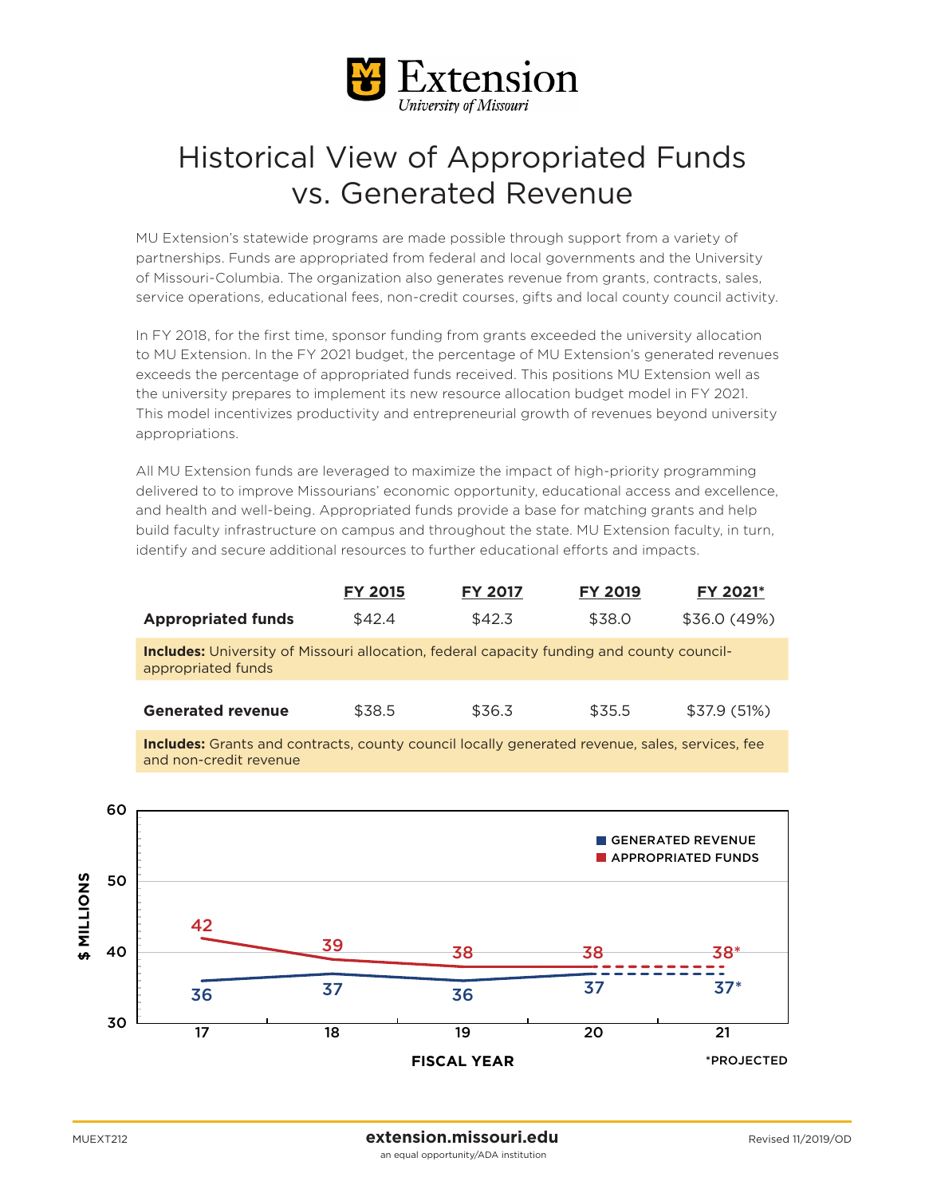# Historical View of Appropriated Funds vs. Generated Revenue

MU Extension's statewide programs are made possible through support from a variety of partnerships. Funds are appropriated from federal and local governments and the University of Missouri-Columbia. The organization also generates revenue from grants, contracts, sales, service operations, educational fees, non-credit courses, gifts and local county council activity.

In FY 2018, for the first time, sponsor funding from grants exceeded the university allocation to MU Extension. In the FY 2021 budget, the percentage of MU Extension's generated revenues exceeds the percentage of appropriated funds received. This positions MU Extension well as the university prepares to implement its new resource allocation budget model in FY 2021. This model incentivizes productivity and entrepreneurial growth of revenues beyond university appropriations.

All MU Extension funds are leveraged to maximize the impact of high-priority programming delivered to to improve Missourians' economic opportunity, educational access and excellence, and health and well-being. Appropriated funds provide a base for matching grants and help build faculty infrastructure on campus and throughout the state. MU Extension faculty, in turn, identify and secure additional resources to further educational efforts and impacts.

| | FY 2015 | FY 2017 | FY 2019 | FY 2021* |
|---|---|---|---|---|
| **Appropriated funds** | $42.4 | $42.3 | $38.0 | $36.0 (49%) |
| **Includes:** University of Missouri allocation, federal capacity funding and county council-appropriated funds | | | | |
| **Generated revenue** | $38.5 | $36.3 | $35.5 | $37.9 (51%) |
| **Includes:** Grants and contracts, county council locally generated revenue, sales, services, fee and non-credit revenue | | | | |

GENERATED REVENUE
APPROPRIATED FUNDS

$ MILLIONS
60
50
40
30

42
39
38
38
38*

36
37
36
37
37*

17
18
19
20
21

FISCAL YEAR

*PROJECTED

MUEXT212

extension.missouri.edu
an equal opportunity/ADA institution

Revised 11/2019/OD